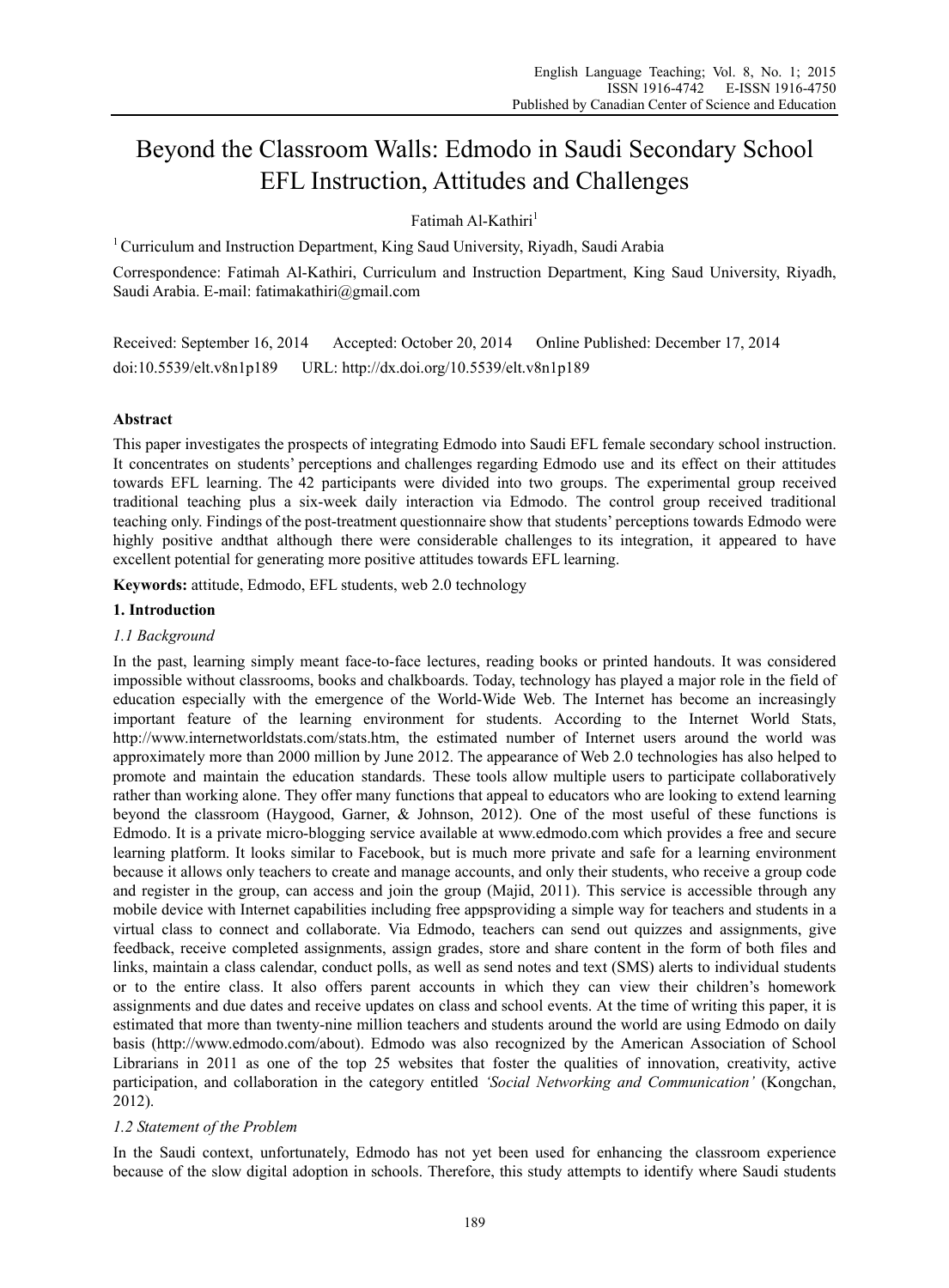# Beyond the Classroom Walls: Edmodo in Saudi Secondary School EFL Instruction, Attitudes and Challenges

Fatimah Al-Kathiri[1]

[1] Curriculum and Instruction Department, King Saud University, Riyadh, Saudi Arabia

Correspondence: Fatimah Al-Kathiri, Curriculum and Instruction Department, King Saud University, Riyadh, Saudi Arabia. E-mail: fatimakathiri@gmail.com

Received: September 16, 2014 Accepted: October 20, 2014 Online Published: December 17, 2014

doi:10.5539/elt.v8n1p189 URL: http://dx.doi.org/10.5539/elt.v8n1p189

## Abstract

This paper investigates the prospects of integrating Edmodo into Saudi EFL female secondary school instruction. It concentrates on students' perceptions and challenges regarding Edmodo use and its effect on their attitudes towards EFL learning. The 42 participants were divided into two groups. The experimental group received traditional teaching plus a six-week daily interaction via Edmodo. The control group received traditional teaching only. Findings of the post-treatment questionnaire show that students' perceptions towards Edmodo were highly positive andthat although there were considerable challenges to its integration, it appeared to have excellent potential for generating more positive attitudes towards EFL learning.

**Keywords:** attitude, Edmodo, EFL students, web 2.0 technology

## 1. Introduction

### *1.1 Background*

In the past, learning simply meant face-to-face lectures, reading books or printed handouts. It was considered impossible without classrooms, books and chalkboards. Today, technology has played a major role in the field of education especially with the emergence of the World-Wide Web. The Internet has become an increasingly important feature of the learning environment for students. According to the Internet World Stats, http://www.internetworldstats.com/stats.htm, the estimated number of Internet users around the world was approximately more than 2000 million by June 2012. The appearance of Web 2.0 technologies has also helped to promote and maintain the education standards. These tools allow multiple users to participate collaboratively rather than working alone. They offer many functions that appeal to educators who are looking to extend learning beyond the classroom (Haygood, Garner, & Johnson, 2012). One of the most useful of these functions is Edmodo. It is a private micro-blogging service available at www.edmodo.com which provides a free and secure learning platform. It looks similar to Facebook, but is much more private and safe for a learning environment because it allows only teachers to create and manage accounts, and only their students, who receive a group code and register in the group, can access and join the group (Majid, 2011). This service is accessible through any mobile device with Internet capabilities including free appsproviding a simple way for teachers and students in a virtual class to connect and collaborate. Via Edmodo, teachers can send out quizzes and assignments, give feedback, receive completed assignments, assign grades, store and share content in the form of both files and links, maintain a class calendar, conduct polls, as well as send notes and text (SMS) alerts to individual students or to the entire class. It also offers parent accounts in which they can view their children's homework assignments and due dates and receive updates on class and school events. At the time of writing this paper, it is estimated that more than twenty-nine million teachers and students around the world are using Edmodo on daily basis (http://www.edmodo.com/about). Edmodo was also recognized by the American Association of School Librarians in 2011 as one of the top 25 websites that foster the qualities of innovation, creativity, active participation, and collaboration in the category entitled *'Social Networking and Communication'* (Kongchan, 2012).

### *1.2 Statement of the Problem*

In the Saudi context, unfortunately, Edmodo has not yet been used for enhancing the classroom experience because of the slow digital adoption in schools. Therefore, this study attempts to identify where Saudi students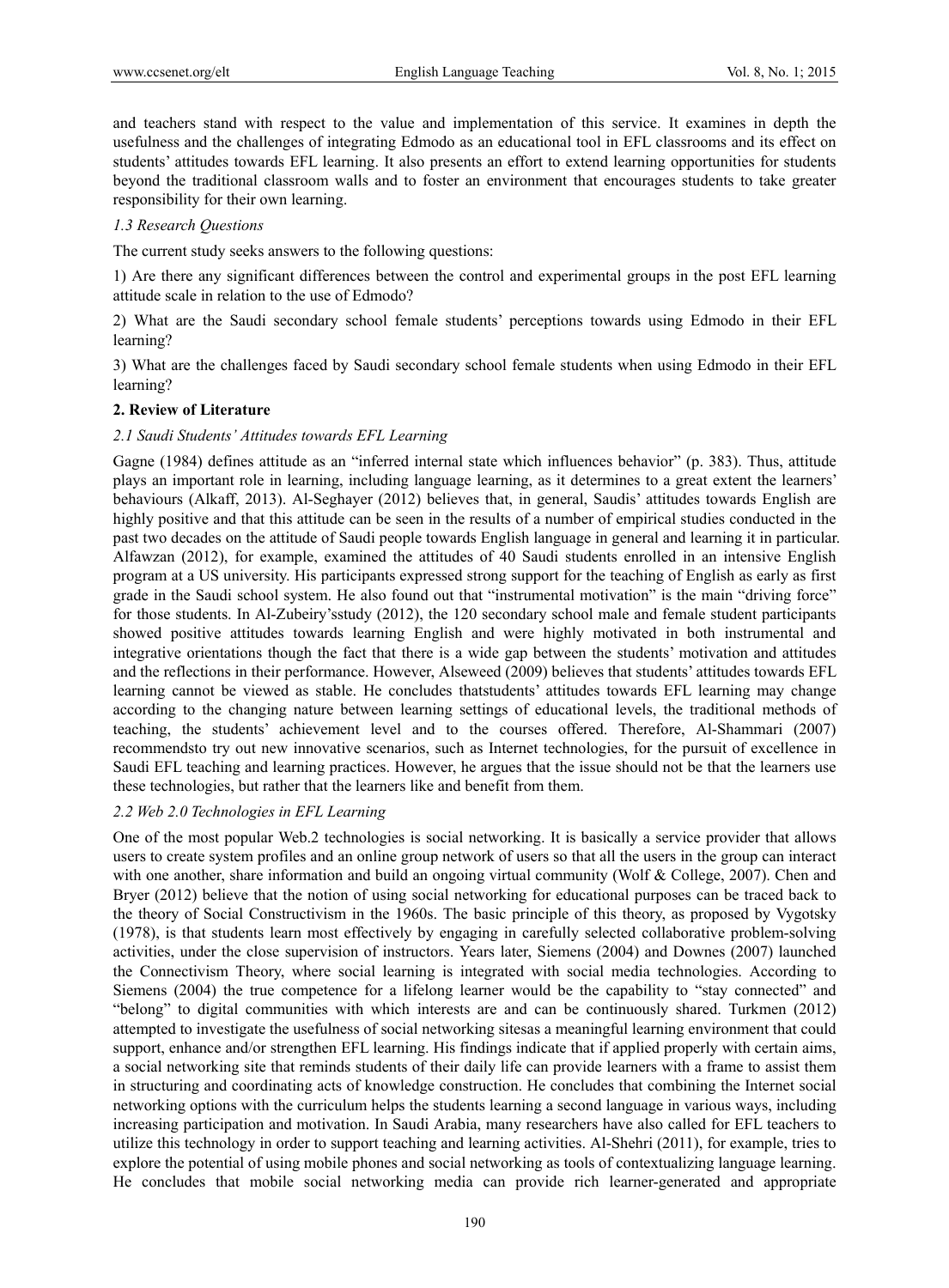and teachers stand with respect to the value and implementation of this service. It examines in depth the usefulness and the challenges of integrating Edmodo as an educational tool in EFL classrooms and its effect on students' attitudes towards EFL learning. It also presents an effort to extend learning opportunities for students beyond the traditional classroom walls and to foster an environment that encourages students to take greater responsibility for their own learning.

### *1.3 Research Questions*

The current study seeks answers to the following questions:

1) Are there any significant differences between the control and experimental groups in the post EFL learning attitude scale in relation to the use of Edmodo?

2) What are the Saudi secondary school female students' perceptions towards using Edmodo in their EFL learning?

3) What are the challenges faced by Saudi secondary school female students when using Edmodo in their EFL learning?

## **2. Review of Literature**

### *2.1 Saudi Students' Attitudes towards EFL Learning*

Gagne (1984) defines attitude as an "inferred internal state which influences behavior" (p. 383). Thus, attitude plays an important role in learning, including language learning, as it determines to a great extent the learners' behaviours (Alkaff, 2013). Al-Seghayer (2012) believes that, in general, Saudis' attitudes towards English are highly positive and that this attitude can be seen in the results of a number of empirical studies conducted in the past two decades on the attitude of Saudi people towards English language in general and learning it in particular. Alfawzan (2012), for example, examined the attitudes of 40 Saudi students enrolled in an intensive English program at a US university. His participants expressed strong support for the teaching of English as early as first grade in the Saudi school system. He also found out that "instrumental motivation" is the main "driving force" for those students. In Al-Zubeiry'sstudy (2012), the 120 secondary school male and female student participants showed positive attitudes towards learning English and were highly motivated in both instrumental and integrative orientations though the fact that there is a wide gap between the students' motivation and attitudes and the reflections in their performance. However, Alseweed (2009) believes that students' attitudes towards EFL learning cannot be viewed as stable. He concludes thatstudents' attitudes towards EFL learning may change according to the changing nature between learning settings of educational levels, the traditional methods of teaching, the students' achievement level and to the courses offered. Therefore, Al-Shammari (2007) recommendsto try out new innovative scenarios, such as Internet technologies, for the pursuit of excellence in Saudi EFL teaching and learning practices. However, he argues that the issue should not be that the learners use these technologies, but rather that the learners like and benefit from them.

### *2.2 Web 2.0 Technologies in EFL Learning*

One of the most popular Web.2 technologies is social networking. It is basically a service provider that allows users to create system profiles and an online group network of users so that all the users in the group can interact with one another, share information and build an ongoing virtual community (Wolf & College, 2007). Chen and Bryer (2012) believe that the notion of using social networking for educational purposes can be traced back to the theory of Social Constructivism in the 1960s. The basic principle of this theory, as proposed by Vygotsky (1978), is that students learn most effectively by engaging in carefully selected collaborative problem-solving activities, under the close supervision of instructors. Years later, Siemens (2004) and Downes (2007) launched the Connectivism Theory, where social learning is integrated with social media technologies. According to Siemens (2004) the true competence for a lifelong learner would be the capability to "stay connected" and "belong" to digital communities with which interests are and can be continuously shared. Turkmen (2012) attempted to investigate the usefulness of social networking sitesas a meaningful learning environment that could support, enhance and/or strengthen EFL learning. His findings indicate that if applied properly with certain aims, a social networking site that reminds students of their daily life can provide learners with a frame to assist them in structuring and coordinating acts of knowledge construction. He concludes that combining the Internet social networking options with the curriculum helps the students learning a second language in various ways, including increasing participation and motivation. In Saudi Arabia, many researchers have also called for EFL teachers to utilize this technology in order to support teaching and learning activities. Al-Shehri (2011), for example, tries to explore the potential of using mobile phones and social networking as tools of contextualizing language learning. He concludes that mobile social networking media can provide rich learner-generated and appropriate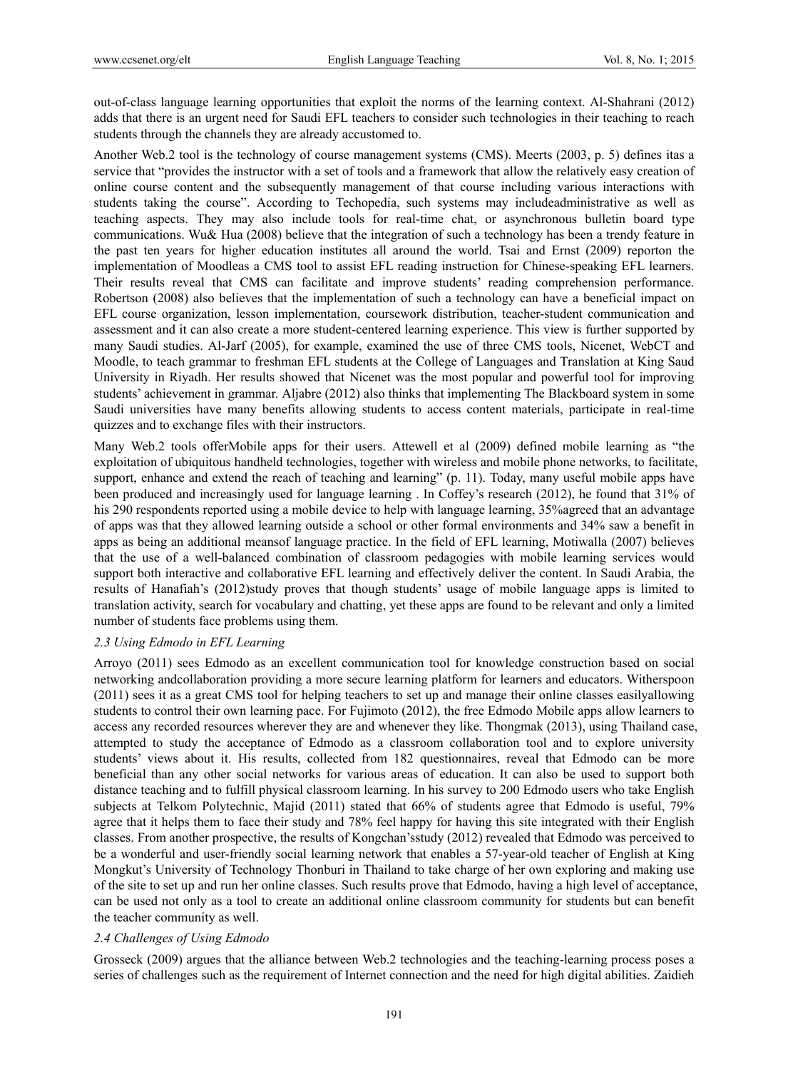out-of-class language learning opportunities that exploit the norms of the learning context. Al-Shahrani (2012) adds that there is an urgent need for Saudi EFL teachers to consider such technologies in their teaching to reach students through the channels they are already accustomed to.

Another Web.2 tool is the technology of course management systems (CMS). Meerts (2003, p. 5) defines itas a service that "provides the instructor with a set of tools and a framework that allow the relatively easy creation of online course content and the subsequently management of that course including various interactions with students taking the course". According to Techopedia, such systems may includeadministrative as well as teaching aspects. They may also include tools for real-time chat, or asynchronous bulletin board type communications. Wu& Hua (2008) believe that the integration of such a technology has been a trendy feature in the past ten years for higher education institutes all around the world. Tsai and Ernst (2009) reporton the implementation of Moodleas a CMS tool to assist EFL reading instruction for Chinese-speaking EFL learners. Their results reveal that CMS can facilitate and improve students' reading comprehension performance. Robertson (2008) also believes that the implementation of such a technology can have a beneficial impact on EFL course organization, lesson implementation, coursework distribution, teacher-student communication and assessment and it can also create a more student-centered learning experience. This view is further supported by many Saudi studies. Al-Jarf (2005), for example, examined the use of three CMS tools, Nicenet, WebCT and Moodle, to teach grammar to freshman EFL students at the College of Languages and Translation at King Saud University in Riyadh. Her results showed that Nicenet was the most popular and powerful tool for improving students' achievement in grammar. Aljabre (2012) also thinks that implementing The Blackboard system in some Saudi universities have many benefits allowing students to access content materials, participate in real-time quizzes and to exchange files with their instructors.

Many Web.2 tools offerMobile apps for their users. Attewell et al (2009) defined mobile learning as "the exploitation of ubiquitous handheld technologies, together with wireless and mobile phone networks, to facilitate, support, enhance and extend the reach of teaching and learning" (p. 11). Today, many useful mobile apps have been produced and increasingly used for language learning . In Coffey's research (2012), he found that 31% of his 290 respondents reported using a mobile device to help with language learning, 35%agreed that an advantage of apps was that they allowed learning outside a school or other formal environments and 34% saw a benefit in apps as being an additional meansof language practice. In the field of EFL learning, Motiwalla (2007) believes that the use of a well-balanced combination of classroom pedagogies with mobile learning services would support both interactive and collaborative EFL learning and effectively deliver the content. In Saudi Arabia, the results of Hanafiah's (2012)study proves that though students' usage of mobile language apps is limited to translation activity, search for vocabulary and chatting, yet these apps are found to be relevant and only a limited number of students face problems using them.

### *2.3 Using Edmodo in EFL Learning*

Arroyo (2011) sees Edmodo as an excellent communication tool for knowledge construction based on social networking andcollaboration providing a more secure learning platform for learners and educators. Witherspoon (2011) sees it as a great CMS tool for helping teachers to set up and manage their online classes easilyallowing students to control their own learning pace. For Fujimoto (2012), the free Edmodo Mobile apps allow learners to access any recorded resources wherever they are and whenever they like. Thongmak (2013), using Thailand case, attempted to study the acceptance of Edmodo as a classroom collaboration tool and to explore university students' views about it. His results, collected from 182 questionnaires, reveal that Edmodo can be more beneficial than any other social networks for various areas of education. It can also be used to support both distance teaching and to fulfill physical classroom learning. In his survey to 200 Edmodo users who take English subjects at Telkom Polytechnic, Majid (2011) stated that 66% of students agree that Edmodo is useful, 79% agree that it helps them to face their study and 78% feel happy for having this site integrated with their English classes. From another prospective, the results of Kongchan'sstudy (2012) revealed that Edmodo was perceived to be a wonderful and user-friendly social learning network that enables a 57-year-old teacher of English at King Mongkut's University of Technology Thonburi in Thailand to take charge of her own exploring and making use of the site to set up and run her online classes. Such results prove that Edmodo, having a high level of acceptance, can be used not only as a tool to create an additional online classroom community for students but can benefit the teacher community as well.

### *2.4 Challenges of Using Edmodo*

Grosseck (2009) argues that the alliance between Web.2 technologies and the teaching-learning process poses a series of challenges such as the requirement of Internet connection and the need for high digital abilities. Zaidieh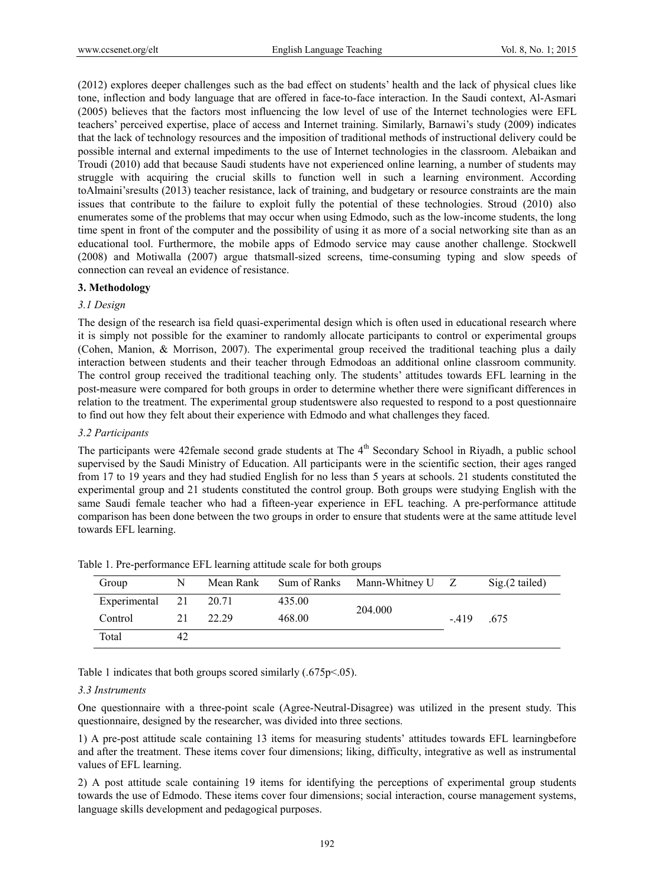(2012) explores deeper challenges such as the bad effect on students' health and the lack of physical clues like tone, inflection and body language that are offered in face-to-face interaction. In the Saudi context, Al-Asmari (2005) believes that the factors most influencing the low level of use of the Internet technologies were EFL teachers' perceived expertise, place of access and Internet training. Similarly, Barnawi's study (2009) indicates that the lack of technology resources and the imposition of traditional methods of instructional delivery could be possible internal and external impediments to the use of Internet technologies in the classroom. Alebaikan and Troudi (2010) add that because Saudi students have not experienced online learning, a number of students may struggle with acquiring the crucial skills to function well in such a learning environment. According toAlmaini'sresults (2013) teacher resistance, lack of training, and budgetary or resource constraints are the main issues that contribute to the failure to exploit fully the potential of these technologies. Stroud (2010) also enumerates some of the problems that may occur when using Edmodo, such as the low-income students, the long time spent in front of the computer and the possibility of using it as more of a social networking site than as an educational tool. Furthermore, the mobile apps of Edmodo service may cause another challenge. Stockwell (2008) and Motiwalla (2007) argue thatsmall-sized screens, time-consuming typing and slow speeds of connection can reveal an evidence of resistance.

## 3. Methodology

### *3.1 Design*

The design of the research isa field quasi-experimental design which is often used in educational research where it is simply not possible for the examiner to randomly allocate participants to control or experimental groups (Cohen, Manion, & Morrison, 2007). The experimental group received the traditional teaching plus a daily interaction between students and their teacher through Edmodoas an additional online classroom community. The control group received the traditional teaching only. The students' attitudes towards EFL learning in the post-measure were compared for both groups in order to determine whether there were significant differences in relation to the treatment. The experimental group studentswere also requested to respond to a post questionnaire to find out how they felt about their experience with Edmodo and what challenges they faced.

### *3.2 Participants*

The participants were 42female second grade students at The 4th Secondary School in Riyadh, a public school supervised by the Saudi Ministry of Education. All participants were in the scientific section, their ages ranged from 17 to 19 years and they had studied English for no less than 5 years at schools. 21 students constituted the experimental group and 21 students constituted the control group. Both groups were studying English with the same Saudi female teacher who had a fifteen-year experience in EFL teaching. A pre-performance attitude comparison has been done between the two groups in order to ensure that students were at the same attitude level towards EFL learning.

Table 1. Pre-performance EFL learning attitude scale for both groups

| Group | N | Mean Rank | Sum of Ranks | Mann-Whitney U | Z | Sig.(2 tailed) |
|---|---|---|---|---|---|---|
| Experimental | 21 | 20.71 | 435.00 | 204.000 | -.419 | .675 |
| Control | 21 | 22.29 | 468.00 | | | |
| Total | 42 | | | | | |

Table 1 indicates that both groups scored similarly (.675p<.05).

### *3.3 Instruments*

One questionnaire with a three-point scale (Agree-Neutral-Disagree) was utilized in the present study. This questionnaire, designed by the researcher, was divided into three sections.

1) A pre-post attitude scale containing 13 items for measuring students' attitudes towards EFL learningbefore and after the treatment. These items cover four dimensions; liking, difficulty, integrative as well as instrumental values of EFL learning.

2) A post attitude scale containing 19 items for identifying the perceptions of experimental group students towards the use of Edmodo. These items cover four dimensions; social interaction, course management systems, language skills development and pedagogical purposes.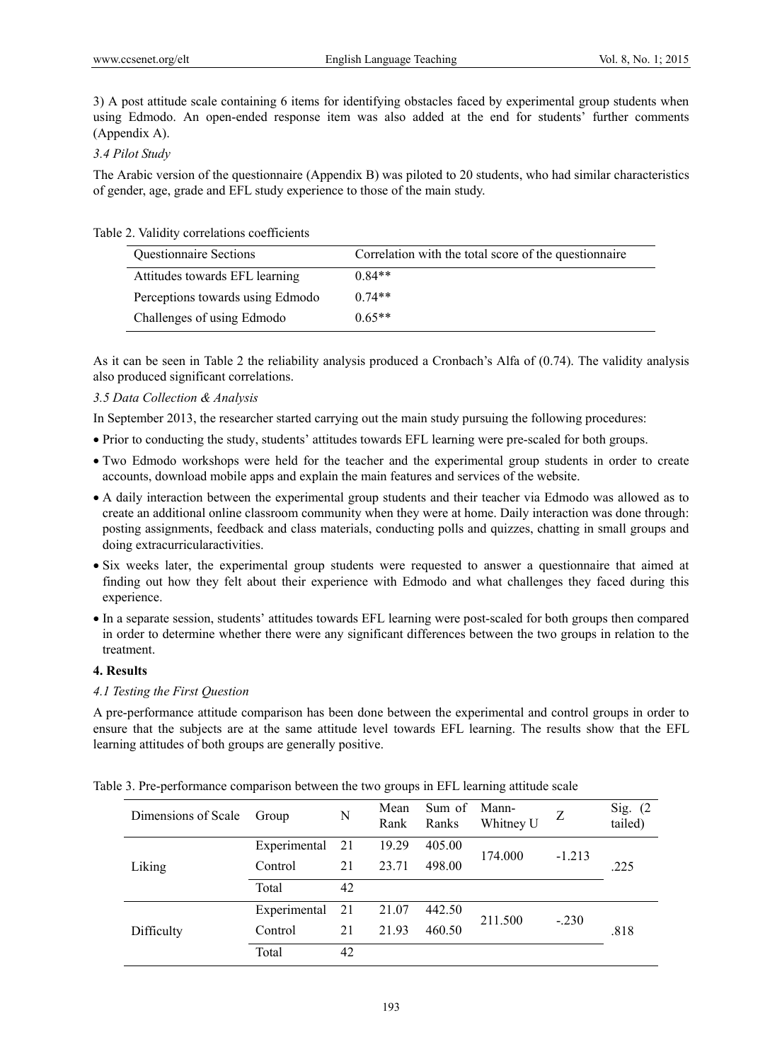3) A post attitude scale containing 6 items for identifying obstacles faced by experimental group students when using Edmodo. An open-ended response item was also added at the end for students' further comments (Appendix A).

### *3.4 Pilot Study*

The Arabic version of the questionnaire (Appendix B) was piloted to 20 students, who had similar characteristics of gender, age, grade and EFL study experience to those of the main study.

Table 2. Validity correlations coefficients

| Questionnaire Sections | Correlation with the total score of the questionnaire |
|---|---|
| Attitudes towards EFL learning | 0.84** |
| Perceptions towards using Edmodo | 0.74** |
| Challenges of using Edmodo | 0.65** |

As it can be seen in Table 2 the reliability analysis produced a Cronbach's Alfa of (0.74). The validity analysis also produced significant correlations.

### *3.5 Data Collection & Analysis*

In September 2013, the researcher started carrying out the main study pursuing the following procedures:

- Prior to conducting the study, students' attitudes towards EFL learning were pre-scaled for both groups.
- Two Edmodo workshops were held for the teacher and the experimental group students in order to create accounts, download mobile apps and explain the main features and services of the website.
- A daily interaction between the experimental group students and their teacher via Edmodo was allowed as to create an additional online classroom community when they were at home. Daily interaction was done through: posting assignments, feedback and class materials, conducting polls and quizzes, chatting in small groups and doing extracurricularactivities.
- Six weeks later, the experimental group students were requested to answer a questionnaire that aimed at finding out how they felt about their experience with Edmodo and what challenges they faced during this experience.
- In a separate session, students' attitudes towards EFL learning were post-scaled for both groups then compared in order to determine whether there were any significant differences between the two groups in relation to the treatment.

## 4. Results

### *4.1 Testing the First Question*

A pre-performance attitude comparison has been done between the experimental and control groups in order to ensure that the subjects are at the same attitude level towards EFL learning. The results show that the EFL learning attitudes of both groups are generally positive.

Table 3. Pre-performance comparison between the two groups in EFL learning attitude scale

| Dimensions of Scale | Group | N | Mean Rank | Sum of Ranks | Mann-Whitney U | Z | Sig. (2 tailed) |
|---|---|---|---|---|---|---|---|
| Liking | Experimental | 21 | 19.29 | 405.00 | 174.000 | -1.213 | .225 |
| | Control | 21 | 23.71 | 498.00 | | | |
| | Total | 42 | | | | | |
| Difficulty | Experimental | 21 | 21.07 | 442.50 | 211.500 | -.230 | .818 |
| | Control | 21 | 21.93 | 460.50 | | | |
| | Total | 42 | | | | | |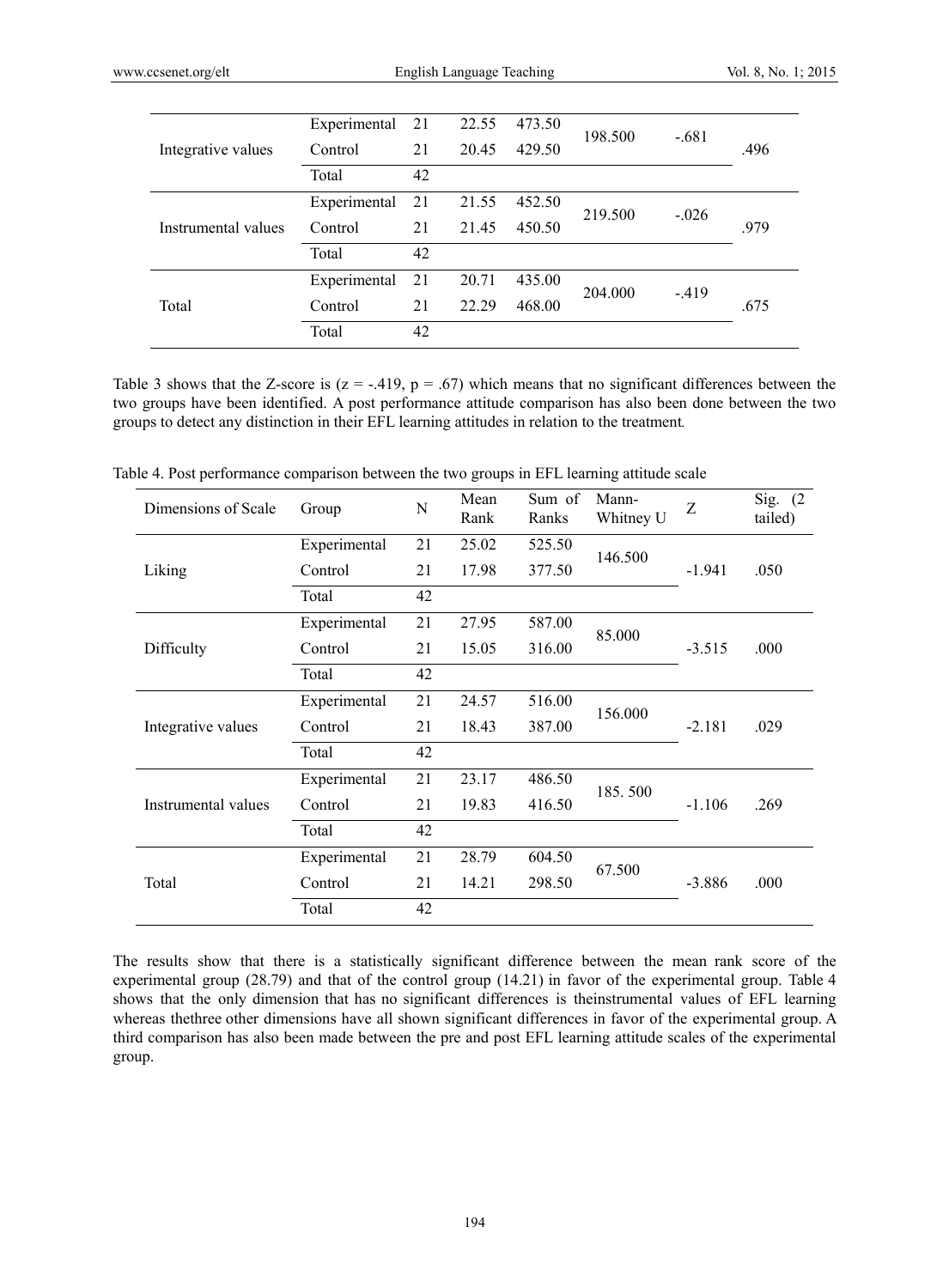| | Experimental | 21 | 22.55 | 473.50 | 198.500 | -.681 | .496 |
|---|---|---|---|---|---|---|---|
| Integrative values | Control | 21 | 20.45 | 429.50 | | | |
| | Total | 42 | | | | | |
| | Experimental | 21 | 21.55 | 452.50 | 219.500 | -.026 | .979 |
| Instrumental values | Control | 21 | 21.45 | 450.50 | | | |
| | Total | 42 | | | | | |
| | Experimental | 21 | 20.71 | 435.00 | 204.000 | -.419 | .675 |
| Total | Control | 21 | 22.29 | 468.00 | | | |
| | Total | 42 | | | | | |

Table 3 shows that the Z-score is ($z = -.419$, $p = .67$) which means that no significant differences between the two groups have been identified. A post performance attitude comparison has also been done between the two groups to detect any distinction in their EFL learning attitudes in relation to the treatment.

Table 4. Post performance comparison between the two groups in EFL learning attitude scale

| Dimensions of Scale | Group | N | Mean Rank | Sum of Ranks | Mann-Whitney U | Z | Sig. (2 tailed) |
|---|---|---|---|---|---|---|---|
| | Experimental | 21 | 25.02 | 525.50 | 146.500 | | |
| Liking | Control | 21 | 17.98 | 377.50 | | -1.941 | .050 |
| | Total | 42 | | | | | |
| | Experimental | 21 | 27.95 | 587.00 | 85.000 | | |
| Difficulty | Control | 21 | 15.05 | 316.00 | | -3.515 | .000 |
| | Total | 42 | | | | | |
| | Experimental | 21 | 24.57 | 516.00 | 156.000 | | |
| Integrative values | Control | 21 | 18.43 | 387.00 | | -2.181 | .029 |
| | Total | 42 | | | | | |
| | Experimental | 21 | 23.17 | 486.50 | 185. 500 | | |
| Instrumental values | Control | 21 | 19.83 | 416.50 | | -1.106 | .269 |
| | Total | 42 | | | | | |
| | Experimental | 21 | 28.79 | 604.50 | 67.500 | | |
| Total | Control | 21 | 14.21 | 298.50 | | -3.886 | .000 |
| | Total | 42 | | | | | |

The results show that there is a statistically significant difference between the mean rank score of the experimental group (28.79) and that of the control group (14.21) in favor of the experimental group. Table 4 shows that the only dimension that has no significant differences is theinstrumental values of EFL learning whereas thethree other dimensions have all shown significant differences in favor of the experimental group. A third comparison has also been made between the pre and post EFL learning attitude scales of the experimental group.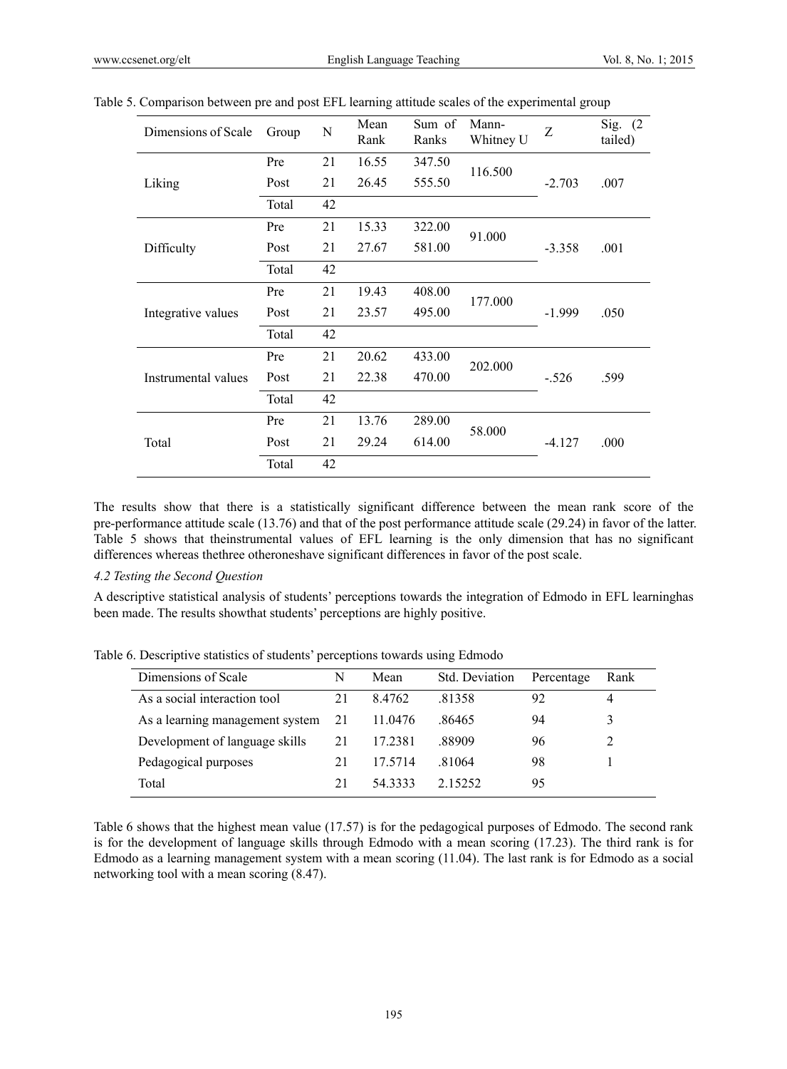Table 5. Comparison between pre and post EFL learning attitude scales of the experimental group

| Dimensions of Scale | Group | N | Mean Rank | Sum of Ranks | Mann-Whitney U | Z | Sig. (2 tailed) |
|---|---|---|---|---|---|---|---|
| Liking | Pre | 21 | 16.55 | 347.50 | 116.500 | -2.703 | .007 |
| | Post | 21 | 26.45 | 555.50 | | | |
| | Total | 42 | | | | | |
| Difficulty | Pre | 21 | 15.33 | 322.00 | 91.000 | -3.358 | .001 |
| | Post | 21 | 27.67 | 581.00 | | | |
| | Total | 42 | | | | | |
| Integrative values | Pre | 21 | 19.43 | 408.00 | 177.000 | -1.999 | .050 |
| | Post | 21 | 23.57 | 495.00 | | | |
| | Total | 42 | | | | | |
| Instrumental values | Pre | 21 | 20.62 | 433.00 | 202.000 | -.526 | .599 |
| | Post | 21 | 22.38 | 470.00 | | | |
| | Total | 42 | | | | | |
| Total | Pre | 21 | 13.76 | 289.00 | 58.000 | -4.127 | .000 |
| | Post | 21 | 29.24 | 614.00 | | | |
| | Total | 42 | | | | | |

The results show that there is a statistically significant difference between the mean rank score of the pre-performance attitude scale (13.76) and that of the post performance attitude scale (29.24) in favor of the latter. Table 5 shows that theinstrumental values of EFL learning is the only dimension that has no significant differences whereas thethree otheroneshave significant differences in favor of the post scale.

### *4.2 Testing the Second Question*

A descriptive statistical analysis of students' perceptions towards the integration of Edmodo in EFL learninghas been made. The results showthat students' perceptions are highly positive.

Table 6. Descriptive statistics of students' perceptions towards using Edmodo

| Dimensions of Scale | N | Mean | Std. Deviation | Percentage | Rank |
|---|---|---|---|---|---|
| As a social interaction tool | 21 | 8.4762 | .81358 | 92 | 4 |
| As a learning management system | 21 | 11.0476 | .86465 | 94 | 3 |
| Development of language skills | 21 | 17.2381 | .88909 | 96 | 2 |
| Pedagogical purposes | 21 | 17.5714 | .81064 | 98 | 1 |
| Total | 21 | 54.3333 | 2.15252 | 95 | |

Table 6 shows that the highest mean value (17.57) is for the pedagogical purposes of Edmodo. The second rank is for the development of language skills through Edmodo with a mean scoring (17.23). The third rank is for Edmodo as a learning management system with a mean scoring (11.04). The last rank is for Edmodo as a social networking tool with a mean scoring (8.47).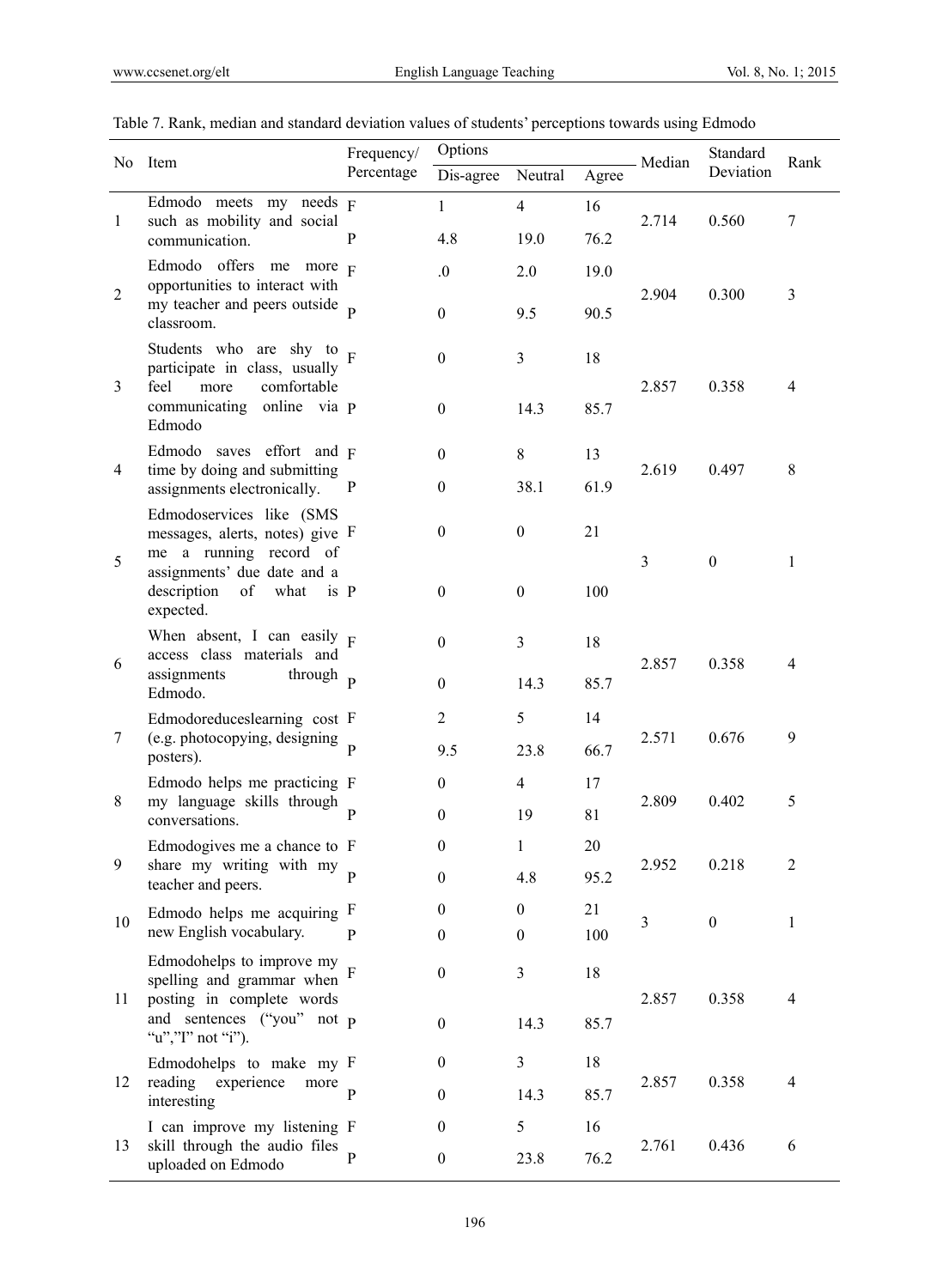Table 7. Rank, median and standard deviation values of students' perceptions towards using Edmodo

| No | Item | Frequency/ Percentage | Options | | | Median | Standard Deviation | Rank |
|---|---|---|---|---|---|---|---|---|
| | | | Dis-agree | Neutral | Agree | | | |
| 1 | Edmodo meets my needs such as mobility and social communication. | F | 1 | 4 | 16 | 2.714 | 0.560 | 7 |
| | | P | 4.8 | 19.0 | 76.2 | | | |
| 2 | Edmodo offers me more opportunities to interact with my teacher and peers outside classroom. | F | .0 | 2.0 | 19.0 | 2.904 | 0.300 | 3 |
| | | P | 0 | 9.5 | 90.5 | | | |
| 3 | Students who are shy to participate in class, usually feel more comfortable communicating online via Edmodo | F | 0 | 3 | 18 | 2.857 | 0.358 | 4 |
| | | P | 0 | 14.3 | 85.7 | | | |
| 4 | Edmodo saves effort and time by doing and submitting assignments electronically. | F | 0 | 8 | 13 | 2.619 | 0.497 | 8 |
| | | P | 0 | 38.1 | 61.9 | | | |
| 5 | Edmodoservices like (SMS messages, alerts, notes) give me a running record of assignments' due date and a description of what is expected. | F | 0 | 0 | 21 | 3 | 0 | 1 |
| | | P | 0 | 0 | 100 | | | |
| 6 | When absent, I can easily access class materials and assignments through Edmodo. | F | 0 | 3 | 18 | 2.857 | 0.358 | 4 |
| | | P | 0 | 14.3 | 85.7 | | | |
| 7 | Edmodoreduceslearning cost (e.g. photocopying, designing posters). | F | 2 | 5 | 14 | 2.571 | 0.676 | 9 |
| | | P | 9.5 | 23.8 | 66.7 | | | |
| 8 | Edmodo helps me practicing my language skills through conversations. | F | 0 | 4 | 17 | 2.809 | 0.402 | 5 |
| | | P | 0 | 19 | 81 | | | |
| 9 | Edmodogives me a chance to share my writing with my teacher and peers. | F | 0 | 1 | 20 | 2.952 | 0.218 | 2 |
| | | P | 0 | 4.8 | 95.2 | | | |
| 10 | Edmodo helps me acquiring new English vocabulary. | F | 0 | 0 | 21 | 3 | 0 | 1 |
| | | P | 0 | 0 | 100 | | | |
| 11 | Edmodohelps to improve my spelling and grammar when posting in complete words and sentences ("you" not "u","I" not "i"). | F | 0 | 3 | 18 | 2.857 | 0.358 | 4 |
| | | P | 0 | 14.3 | 85.7 | | | |
| 12 | Edmodohelps to make my reading experience more interesting | F | 0 | 3 | 18 | 2.857 | 0.358 | 4 |
| | | P | 0 | 14.3 | 85.7 | | | |
| 13 | I can improve my listening skill through the audio files uploaded on Edmodo | F | 0 | 5 | 16 | 2.761 | 0.436 | 6 |
| | | P | 0 | 23.8 | 76.2 | | | |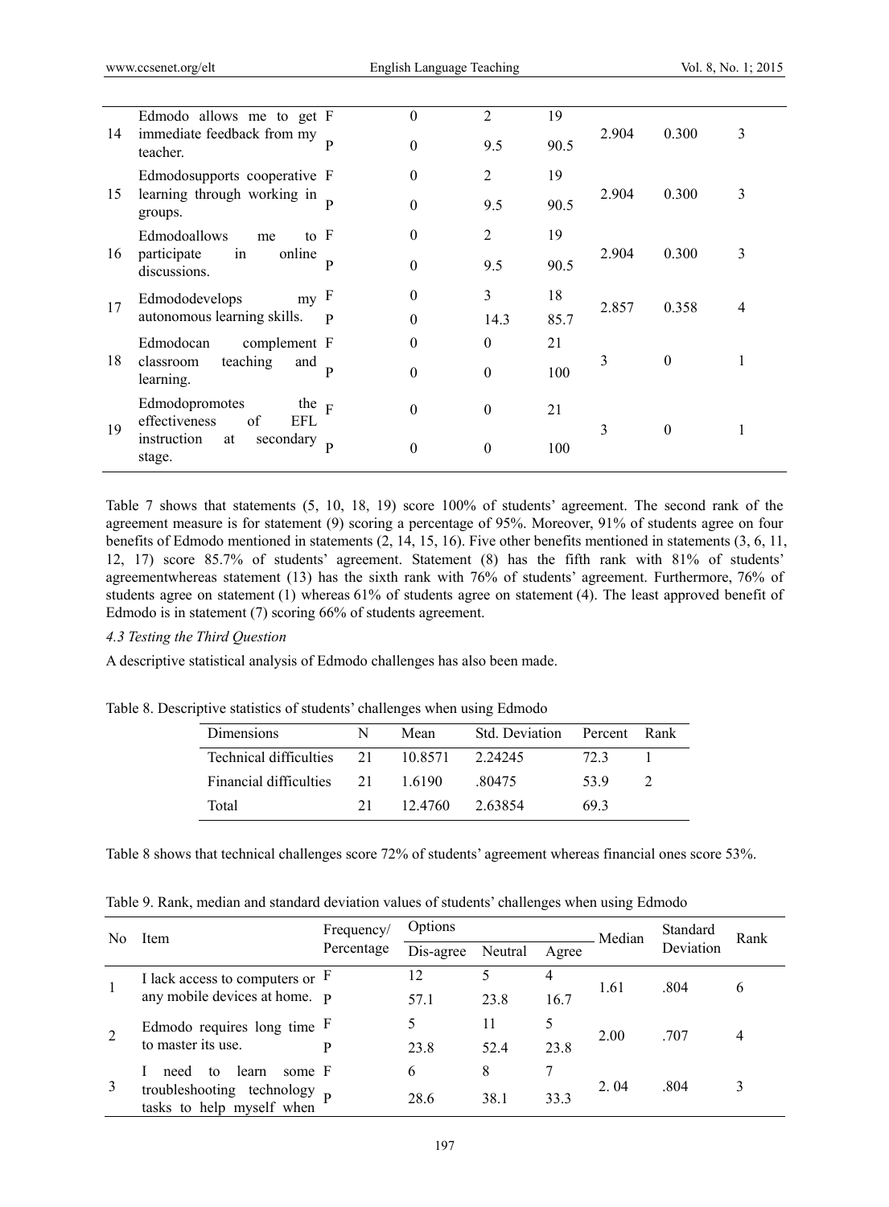| | | | | | | | | |
|---|---|---|---|---|---|---|---|---|
| 14 | Edmodo allows me to get immediate feedback from my teacher. | F | 0 | 2 | 19 | 2.904 | 0.300 | 3 |
| | | P | 0 | 9.5 | 90.5 | | | |
| 15 | Edmodosupports cooperative learning through working in groups. | F | 0 | 2 | 19 | 2.904 | 0.300 | 3 |
| | | P | 0 | 9.5 | 90.5 | | | |
| 16 | Edmodoallows me to participate in online discussions. | F | 0 | 2 | 19 | 2.904 | 0.300 | 3 |
| | | P | 0 | 9.5 | 90.5 | | | |
| 17 | Edmododevelops my autonomous learning skills. | F | 0 | 3 | 18 | 2.857 | 0.358 | 4 |
| | | P | 0 | 14.3 | 85.7 | | | |
| 18 | Edmodocan complement classroom teaching and learning. | F | 0 | 0 | 21 | 3 | 0 | 1 |
| | | P | 0 | 0 | 100 | | | |
| 19 | Edmodopromotes the effectiveness of EFL instruction at secondary stage. | F | 0 | 0 | 21 | 3 | 0 | 1 |
| | | P | 0 | 0 | 100 | | | |

Table 7 shows that statements (5, 10, 18, 19) score 100% of students' agreement. The second rank of the agreement measure is for statement (9) scoring a percentage of 95%. Moreover, 91% of students agree on four benefits of Edmodo mentioned in statements (2, 14, 15, 16). Five other benefits mentioned in statements (3, 6, 11, 12, 17) score 85.7% of students' agreement. Statement (8) has the fifth rank with 81% of students' agreementwhereas statement (13) has the sixth rank with 76% of students' agreement. Furthermore, 76% of students agree on statement (1) whereas 61% of students agree on statement (4). The least approved benefit of Edmodo is in statement (7) scoring 66% of students agreement.

*4.3 Testing the Third Question*

A descriptive statistical analysis of Edmodo challenges has also been made.

Table 8. Descriptive statistics of students' challenges when using Edmodo

| Dimensions | N | Mean | Std. Deviation | Percent | Rank |
|---|---|---|---|---|---|
| Technical difficulties | 21 | 10.8571 | 2.24245 | 72.3 | 1 |
| Financial difficulties | 21 | 1.6190 | .80475 | 53.9 | 2 |
| Total | 21 | 12.4760 | 2.63854 | 69.3 | |

Table 8 shows that technical challenges score 72% of students' agreement whereas financial ones score 53%.

Table 9. Rank, median and standard deviation values of students' challenges when using Edmodo

| No | Item | Frequency/ Percentage | Options | | | Median | Standard Deviation | Rank |
|---|---|---|---|---|---|---|---|---|
| | | | Dis-agree | Neutral | Agree | | | |
| 1 | I lack access to computers or any mobile devices at home. | F | 12 | 5 | 4 | 1.61 | .804 | 6 |
| | | P | 57.1 | 23.8 | 16.7 | | | |
| 2 | Edmodo requires long time to master its use. | F | 5 | 11 | 5 | 2.00 | .707 | 4 |
| | | P | 23.8 | 52.4 | 23.8 | | | |
| 3 | I need to learn some troubleshooting technology tasks to help myself when | F | 6 | 8 | 7 | 2. 04 | .804 | 3 |
| | | P | 28.6 | 38.1 | 33.3 | | | |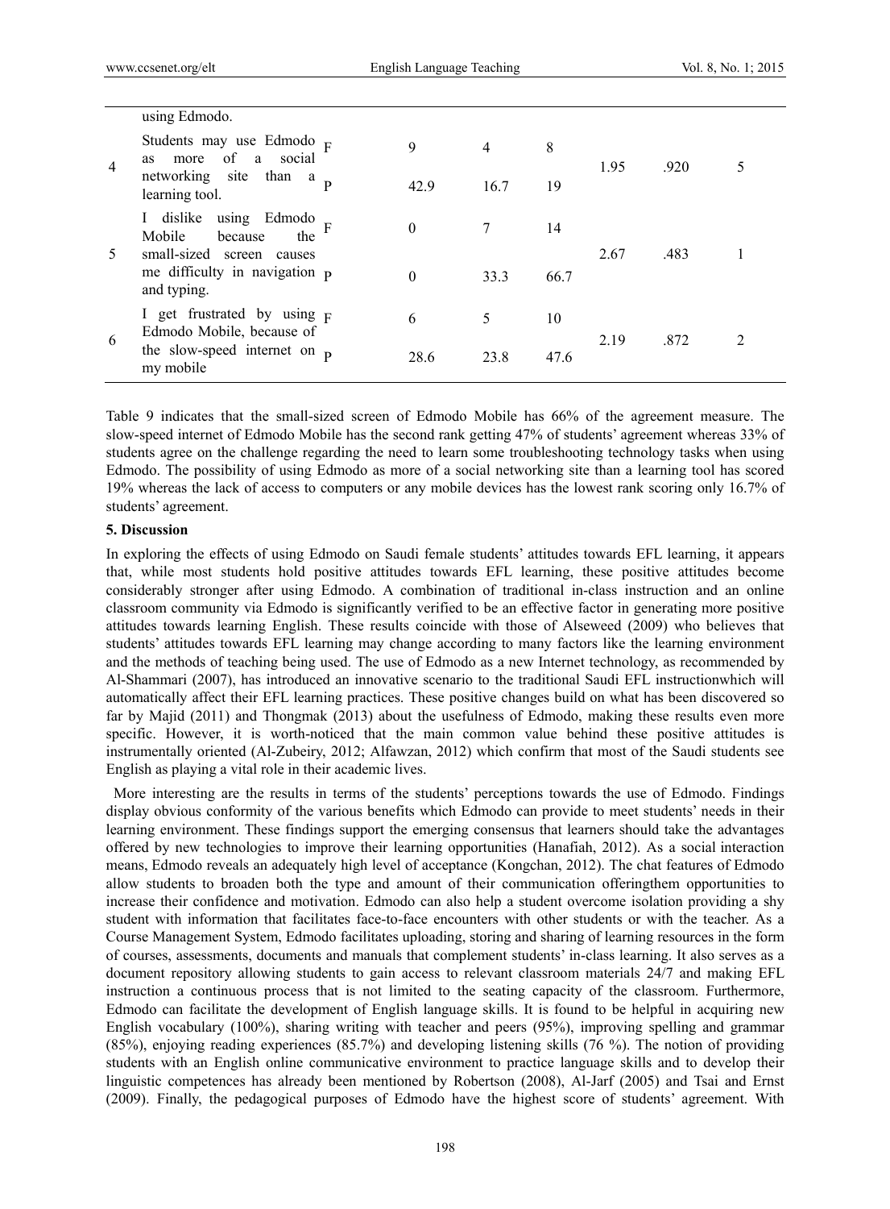| | using Edmodo. | | | | | | | |
|---|---|---|---|---|---|---|---|---|
| 4 | Students may use Edmodo as more of a social networking site than a learning tool. | F | 9 | 4 | 8 | 1.95 | .920 | 5 |
| | | P | 42.9 | 16.7 | 19 | | | |
| 5 | I dislike using Edmodo Mobile because the small-sized screen causes me difficulty in navigation and typing. | F | 0 | 7 | 14 | 2.67 | .483 | 1 |
| | | P | 0 | 33.3 | 66.7 | | | |
| 6 | I get frustrated by using Edmodo Mobile, because of the slow-speed internet on my mobile | F | 6 | 5 | 10 | 2.19 | .872 | 2 |
| | | P | 28.6 | 23.8 | 47.6 | | | |

Table 9 indicates that the small-sized screen of Edmodo Mobile has 66% of the agreement measure. The slow-speed internet of Edmodo Mobile has the second rank getting 47% of students' agreement whereas 33% of students agree on the challenge regarding the need to learn some troubleshooting technology tasks when using Edmodo. The possibility of using Edmodo as more of a social networking site than a learning tool has scored 19% whereas the lack of access to computers or any mobile devices has the lowest rank scoring only 16.7% of students' agreement.

## 5. Discussion

In exploring the effects of using Edmodo on Saudi female students' attitudes towards EFL learning, it appears that, while most students hold positive attitudes towards EFL learning, these positive attitudes become considerably stronger after using Edmodo. A combination of traditional in-class instruction and an online classroom community via Edmodo is significantly verified to be an effective factor in generating more positive attitudes towards learning English. These results coincide with those of Alseweed (2009) who believes that students' attitudes towards EFL learning may change according to many factors like the learning environment and the methods of teaching being used. The use of Edmodo as a new Internet technology, as recommended by Al-Shammari (2007), has introduced an innovative scenario to the traditional Saudi EFL instructionwhich will automatically affect their EFL learning practices. These positive changes build on what has been discovered so far by Majid (2011) and Thongmak (2013) about the usefulness of Edmodo, making these results even more specific. However, it is worth-noticed that the main common value behind these positive attitudes is instrumentally oriented (Al-Zubeiry, 2012; Alfawzan, 2012) which confirm that most of the Saudi students see English as playing a vital role in their academic lives.

More interesting are the results in terms of the students' perceptions towards the use of Edmodo. Findings display obvious conformity of the various benefits which Edmodo can provide to meet students' needs in their learning environment. These findings support the emerging consensus that learners should take the advantages offered by new technologies to improve their learning opportunities (Hanafiah, 2012). As a social interaction means, Edmodo reveals an adequately high level of acceptance (Kongchan, 2012). The chat features of Edmodo allow students to broaden both the type and amount of their communication offeringthem opportunities to increase their confidence and motivation. Edmodo can also help a student overcome isolation providing a shy student with information that facilitates face-to-face encounters with other students or with the teacher. As a Course Management System, Edmodo facilitates uploading, storing and sharing of learning resources in the form of courses, assessments, documents and manuals that complement students' in-class learning. It also serves as a document repository allowing students to gain access to relevant classroom materials 24/7 and making EFL instruction a continuous process that is not limited to the seating capacity of the classroom. Furthermore, Edmodo can facilitate the development of English language skills. It is found to be helpful in acquiring new English vocabulary (100%), sharing writing with teacher and peers (95%), improving spelling and grammar (85%), enjoying reading experiences (85.7%) and developing listening skills (76 %). The notion of providing students with an English online communicative environment to practice language skills and to develop their linguistic competences has already been mentioned by Robertson (2008), Al-Jarf (2005) and Tsai and Ernst (2009). Finally, the pedagogical purposes of Edmodo have the highest score of students' agreement. With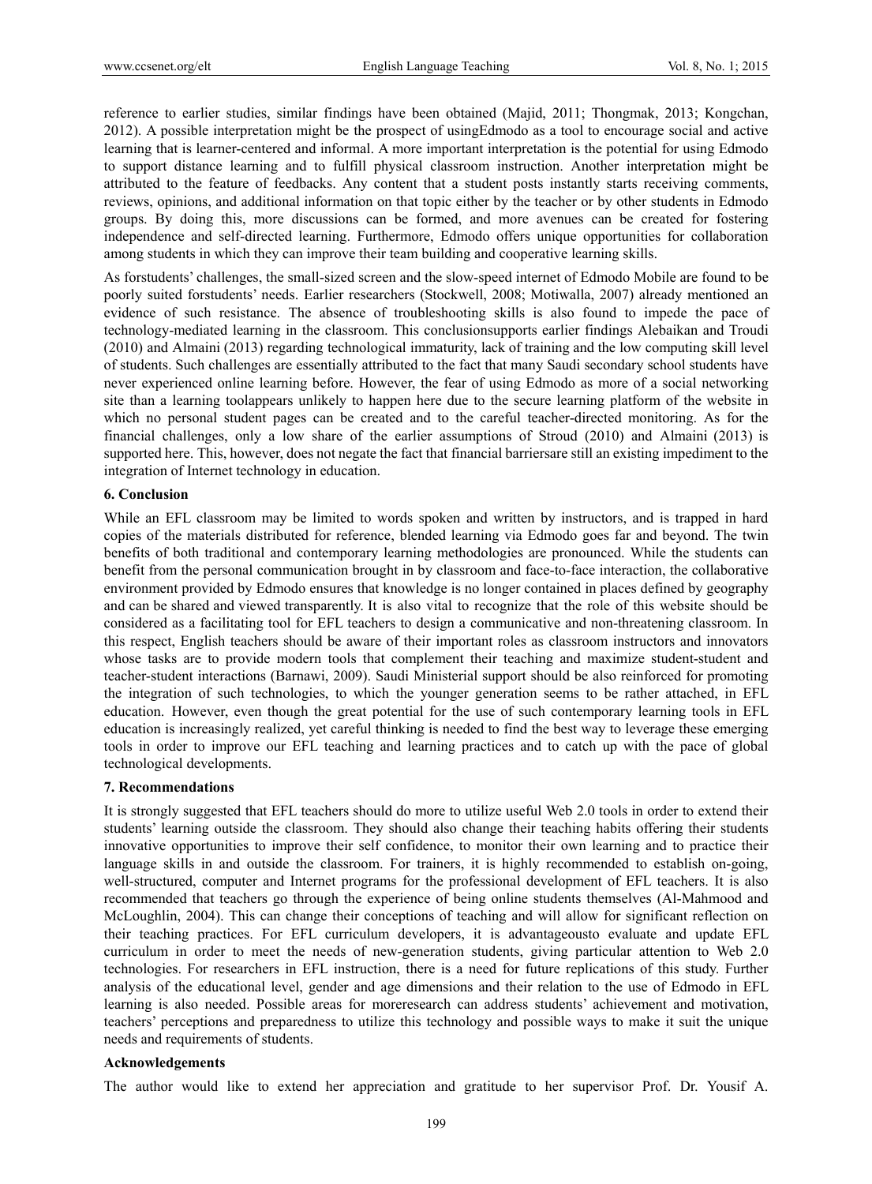reference to earlier studies, similar findings have been obtained (Majid, 2011; Thongmak, 2013; Kongchan, 2012). A possible interpretation might be the prospect of usingEdmodo as a tool to encourage social and active learning that is learner-centered and informal. A more important interpretation is the potential for using Edmodo to support distance learning and to fulfill physical classroom instruction. Another interpretation might be attributed to the feature of feedbacks. Any content that a student posts instantly starts receiving comments, reviews, opinions, and additional information on that topic either by the teacher or by other students in Edmodo groups. By doing this, more discussions can be formed, and more avenues can be created for fostering independence and self-directed learning. Furthermore, Edmodo offers unique opportunities for collaboration among students in which they can improve their team building and cooperative learning skills.

As forstudents' challenges, the small-sized screen and the slow-speed internet of Edmodo Mobile are found to be poorly suited forstudents' needs. Earlier researchers (Stockwell, 2008; Motiwalla, 2007) already mentioned an evidence of such resistance. The absence of troubleshooting skills is also found to impede the pace of technology-mediated learning in the classroom. This conclusionsupports earlier findings Alebaikan and Troudi (2010) and Almaini (2013) regarding technological immaturity, lack of training and the low computing skill level of students. Such challenges are essentially attributed to the fact that many Saudi secondary school students have never experienced online learning before. However, the fear of using Edmodo as more of a social networking site than a learning toolappears unlikely to happen here due to the secure learning platform of the website in which no personal student pages can be created and to the careful teacher-directed monitoring. As for the financial challenges, only a low share of the earlier assumptions of Stroud (2010) and Almaini (2013) is supported here. This, however, does not negate the fact that financial barriersare still an existing impediment to the integration of Internet technology in education.

## 6. Conclusion

While an EFL classroom may be limited to words spoken and written by instructors, and is trapped in hard copies of the materials distributed for reference, blended learning via Edmodo goes far and beyond. The twin benefits of both traditional and contemporary learning methodologies are pronounced. While the students can benefit from the personal communication brought in by classroom and face-to-face interaction, the collaborative environment provided by Edmodo ensures that knowledge is no longer contained in places defined by geography and can be shared and viewed transparently. It is also vital to recognize that the role of this website should be considered as a facilitating tool for EFL teachers to design a communicative and non-threatening classroom. In this respect, English teachers should be aware of their important roles as classroom instructors and innovators whose tasks are to provide modern tools that complement their teaching and maximize student-student and teacher-student interactions (Barnawi, 2009). Saudi Ministerial support should be also reinforced for promoting the integration of such technologies, to which the younger generation seems to be rather attached, in EFL education. However, even though the great potential for the use of such contemporary learning tools in EFL education is increasingly realized, yet careful thinking is needed to find the best way to leverage these emerging tools in order to improve our EFL teaching and learning practices and to catch up with the pace of global technological developments.

## 7. Recommendations

It is strongly suggested that EFL teachers should do more to utilize useful Web 2.0 tools in order to extend their students' learning outside the classroom. They should also change their teaching habits offering their students innovative opportunities to improve their self confidence, to monitor their own learning and to practice their language skills in and outside the classroom. For trainers, it is highly recommended to establish on-going, well-structured, computer and Internet programs for the professional development of EFL teachers. It is also recommended that teachers go through the experience of being online students themselves (Al-Mahmood and McLoughlin, 2004). This can change their conceptions of teaching and will allow for significant reflection on their teaching practices. For EFL curriculum developers, it is advantageousto evaluate and update EFL curriculum in order to meet the needs of new-generation students, giving particular attention to Web 2.0 technologies. For researchers in EFL instruction, there is a need for future replications of this study. Further analysis of the educational level, gender and age dimensions and their relation to the use of Edmodo in EFL learning is also needed. Possible areas for moreresearch can address students' achievement and motivation, teachers' perceptions and preparedness to utilize this technology and possible ways to make it suit the unique needs and requirements of students.

## Acknowledgements

The author would like to extend her appreciation and gratitude to her supervisor Prof. Dr. Yousif A.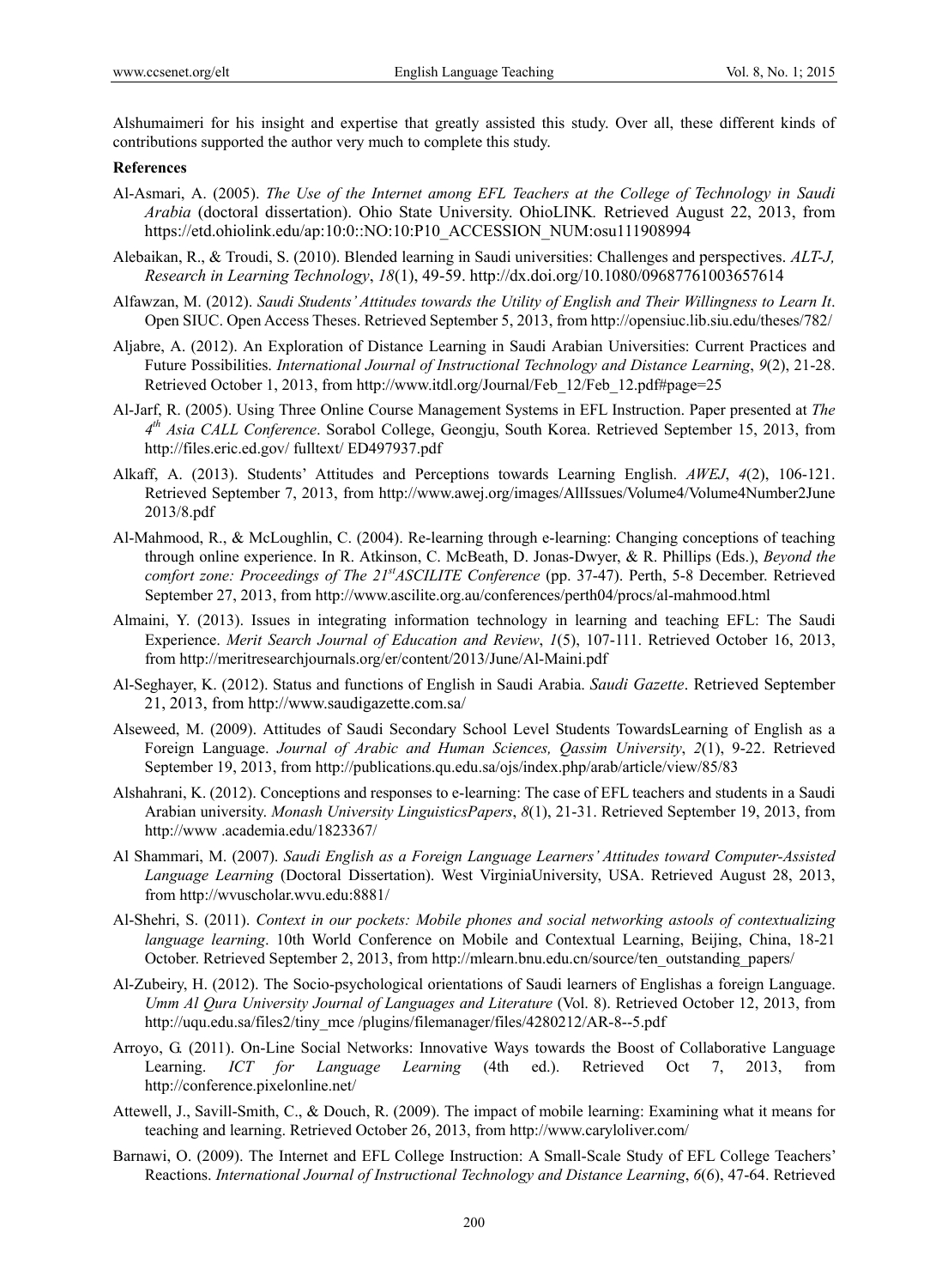Alshumaimeri for his insight and expertise that greatly assisted this study. Over all, these different kinds of contributions supported the author very much to complete this study.

**References**

Al-Asmari, A. (2005). *The Use of the Internet among EFL Teachers at the College of Technology in Saudi Arabia* (doctoral dissertation). Ohio State University. OhioLINK. Retrieved August 22, 2013, from https://etd.ohiolink.edu/ap:10:0::NO:10:P10_ACCESSION_NUM:osu111908994

Alebaikan, R., & Troudi, S. (2010). Blended learning in Saudi universities: Challenges and perspectives. *ALT-J, Research in Learning Technology*, *18*(1), 49-59. http://dx.doi.org/10.1080/09687761003657614

Alfawzan, M. (2012). *Saudi Students' Attitudes towards the Utility of English and Their Willingness to Learn It*. Open SIUC. Open Access Theses. Retrieved September 5, 2013, from http://opensiuc.lib.siu.edu/theses/782/

Aljabre, A. (2012). An Exploration of Distance Learning in Saudi Arabian Universities: Current Practices and Future Possibilities. *International Journal of Instructional Technology and Distance Learning*, *9*(2), 21-28. Retrieved October 1, 2013, from http://www.itdl.org/Journal/Feb_12/Feb_12.pdf#page=25

Al-Jarf, R. (2005). Using Three Online Course Management Systems in EFL Instruction. Paper presented at *The 4th Asia CALL Conference*. Sorabol College, Geongju, South Korea. Retrieved September 15, 2013, from http://files.eric.ed.gov/ fulltext/ ED497937.pdf

Alkaff, A. (2013). Students' Attitudes and Perceptions towards Learning English. *AWEJ*, *4*(2), 106-121. Retrieved September 7, 2013, from http://www.awej.org/images/AllIssues/Volume4/Volume4Number2June 2013/8.pdf

Al-Mahmood, R., & McLoughlin, C. (2004). Re-learning through e-learning: Changing conceptions of teaching through online experience. In R. Atkinson, C. McBeath, D. Jonas-Dwyer, & R. Phillips (Eds.), *Beyond the comfort zone: Proceedings of The 21stASCILITE Conference* (pp. 37-47). Perth, 5-8 December. Retrieved September 27, 2013, from http://www.ascilite.org.au/conferences/perth04/procs/al-mahmood.html

Almaini, Y. (2013). Issues in integrating information technology in learning and teaching EFL: The Saudi Experience. *Merit Search Journal of Education and Review*, *1*(5), 107-111. Retrieved October 16, 2013, from http://meritresearchjournals.org/er/content/2013/June/Al-Maini.pdf

Al-Seghayer, K. (2012). Status and functions of English in Saudi Arabia. *Saudi Gazette*. Retrieved September 21, 2013, from http://www.saudigazette.com.sa/

Alseweed, M. (2009). Attitudes of Saudi Secondary School Level Students TowardsLearning of English as a Foreign Language. *Journal of Arabic and Human Sciences, Qassim University*, *2*(1), 9-22. Retrieved September 19, 2013, from http://publications.qu.edu.sa/ojs/index.php/arab/article/view/85/83

Alshahrani, K. (2012). Conceptions and responses to e-learning: The case of EFL teachers and students in a Saudi Arabian university. *Monash University LinguisticsPapers*, *8*(1), 21-31. Retrieved September 19, 2013, from http://www .academia.edu/1823367/

Al Shammari, M. (2007). *Saudi English as a Foreign Language Learners' Attitudes toward Computer-Assisted Language Learning* (Doctoral Dissertation). West VirginiaUniversity, USA. Retrieved August 28, 2013, from http://wvuscholar.wvu.edu:8881/

Al-Shehri, S. (2011). *Context in our pockets: Mobile phones and social networking astools of contextualizing language learning*. 10th World Conference on Mobile and Contextual Learning, Beijing, China, 18-21 October. Retrieved September 2, 2013, from http://mlearn.bnu.edu.cn/source/ten_outstanding_papers/

Al-Zubeiry, H. (2012). The Socio-psychological orientations of Saudi learners of Englishas a foreign Language. *Umm Al Qura University Journal of Languages and Literature* (Vol. 8). Retrieved October 12, 2013, from http://uqu.edu.sa/files2/tiny_mce /plugins/filemanager/files/4280212/AR-8--5.pdf

Arroyo, G. (2011). On-Line Social Networks: Innovative Ways towards the Boost of Collaborative Language Learning. *ICT for Language Learning* (4th ed.). Retrieved Oct 7, 2013, from http://conference.pixelonline.net/

Attewell, J., Savill-Smith, C., & Douch, R. (2009). The impact of mobile learning: Examining what it means for teaching and learning. Retrieved October 26, 2013, from http://www.caryloliver.com/

Barnawi, O. (2009). The Internet and EFL College Instruction: A Small-Scale Study of EFL College Teachers' Reactions. *International Journal of Instructional Technology and Distance Learning*, *6*(6), 47-64. Retrieved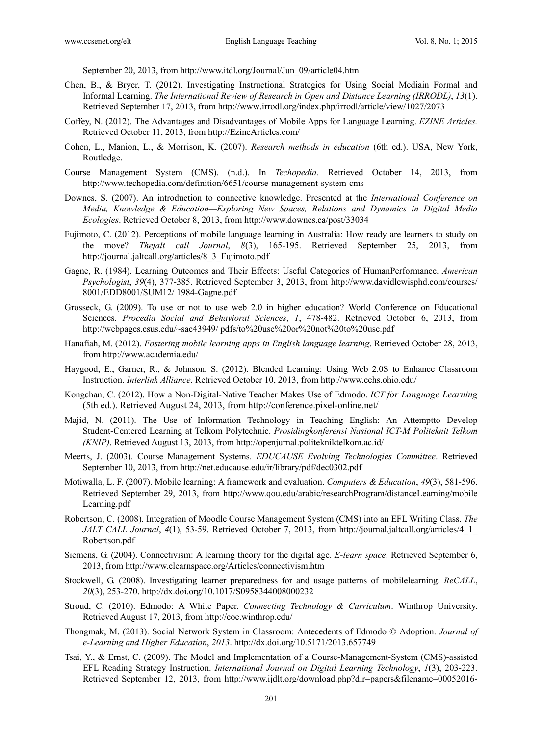September 20, 2013, from http://www.itdl.org/Journal/Jun_09/article04.htm

Chen, B., & Bryer, T. (2012). Investigating Instructional Strategies for Using Social Mediain Formal and Informal Learning. *The International Review of Research in Open and Distance Learning (IRRODL)*, *13*(1). Retrieved September 17, 2013, from http://www.irrodl.org/index.php/irrodl/article/view/1027/2073

Coffey, N. (2012). The Advantages and Disadvantages of Mobile Apps for Language Learning. *EZINE Articles.* Retrieved October 11, 2013, from http://EzineArticles.com/

Cohen, L., Manion, L., & Morrison, K. (2007). *Research methods in education* (6th ed.). USA, New York, Routledge.

Course Management System (CMS). (n.d.). In *Techopedia*. Retrieved October 14, 2013, from http://www.techopedia.com/definition/6651/course-management-system-cms

Downes, S. (2007). An introduction to connective knowledge. Presented at the *International Conference on Media, Knowledge & Education—Exploring New Spaces, Relations and Dynamics in Digital Media Ecologies*. Retrieved October 8, 2013, from http://www.downes.ca/post/33034

Fujimoto, C. (2012). Perceptions of mobile language learning in Australia: How ready are learners to study on the move? *Thejalt call Journal*, *8*(3), 165-195. Retrieved September 25, 2013, from http://journal.jaltcall.org/articles/8_3_Fujimoto.pdf

Gagne, R. (1984). Learning Outcomes and Their Effects: Useful Categories of HumanPerformance. *American Psychologist*, *39*(4), 377-385. Retrieved September 3, 2013, from http://www.davidlewisphd.com/courses/8001/EDD8001/SUM12/ 1984-Gagne.pdf

Grosseck, G. (2009). To use or not to use web 2.0 in higher education? World Conference on Educational Sciences. *Procedia Social and Behavioral Sciences*, *1*, 478-482. Retrieved October 6, 2013, from http://webpages.csus.edu/~sac43949/ pdfs/to%20use%20or%20not%20to%20use.pdf

Hanafiah, M. (2012). *Fostering mobile learning apps in English language learning*. Retrieved October 28, 2013, from http://www.academia.edu/

Haygood, E., Garner, R., & Johnson, S. (2012). Blended Learning: Using Web 2.0S to Enhance Classroom Instruction. *Interlink Alliance*. Retrieved October 10, 2013, from http://www.cehs.ohio.edu/

Kongchan, C. (2012). How a Non-Digital-Native Teacher Makes Use of Edmodo. *ICT for Language Learning* (5th ed.). Retrieved August 24, 2013, from http://conference.pixel-online.net/

Majid, N. (2011). The Use of Information Technology in Teaching English: An Attemptto Develop Student-Centered Learning at Telkom Polytechnic. *Prosidingkonferensi Nasional ICT-M Politeknit Telkom (KNIP)*. Retrieved August 13, 2013, from http://openjurnal.politekniktelkom.ac.id/

Meerts, J. (2003). Course Management Systems. *EDUCAUSE Evolving Technologies Committee*. Retrieved September 10, 2013, from http://net.educause.edu/ir/library/pdf/dec0302.pdf

Motiwalla, L. F. (2007). Mobile learning: A framework and evaluation. *Computers & Education*, *49*(3), 581-596. Retrieved September 29, 2013, from http://www.qou.edu/arabic/researchProgram/distanceLearning/mobileLearning.pdf

Robertson, C. (2008). Integration of Moodle Course Management System (CMS) into an EFL Writing Class. *The JALT CALL Journal*, *4*(1), 53-59. Retrieved October 7, 2013, from http://journal.jaltcall.org/articles/4_1_Robertson.pdf

Siemens, G. (2004). Connectivism: A learning theory for the digital age. *E-learn space*. Retrieved September 6, 2013, from http://www.elearnspace.org/Articles/connectivism.htm

Stockwell, G. (2008). Investigating learner preparedness for and usage patterns of mobilelearning. *ReCALL*, *20*(3), 253-270. http://dx.doi.org/10.1017/S0958344008000232

Stroud, C. (2010). Edmodo: A White Paper. *Connecting Technology & Curriculum*. Winthrop University. Retrieved August 17, 2013, from http://coe.winthrop.edu/

Thongmak, M. (2013). Social Network System in Classroom: Antecedents of Edmodo © Adoption. *Journal of e-Learning and Higher Education*, *2013*. http://dx.doi.org/10.5171/2013.657749

Tsai, Y., & Ernst, C. (2009). The Model and Implementation of a Course-Management-System (CMS)-assisted EFL Reading Strategy Instruction. *International Journal on Digital Learning Technology*, *1*(3), 203-223. Retrieved September 12, 2013, from http://www.ijdlt.org/download.php?dir=papers&filename=00052016-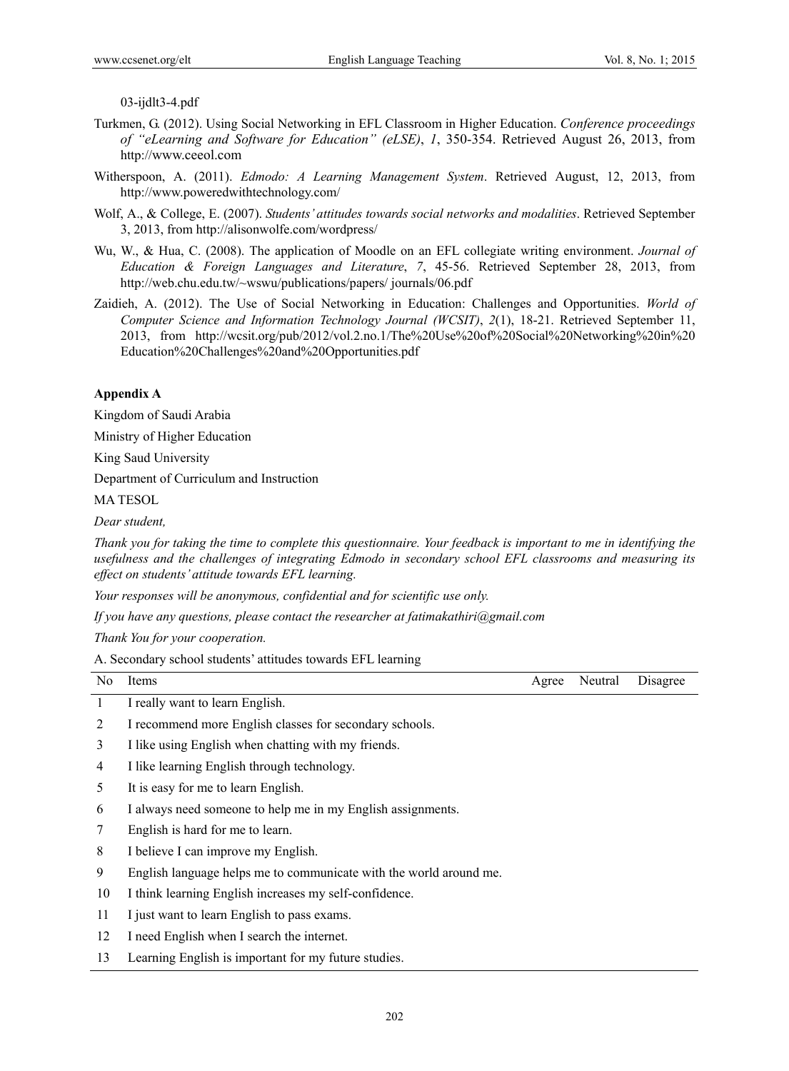03-ijdlt3-4.pdf

Turkmen, G. (2012). Using Social Networking in EFL Classroom in Higher Education. *Conference proceedings of "eLearning and Software for Education" (eLSE)*, *1*, 350-354. Retrieved August 26, 2013, from http://www.ceeol.com

Witherspoon, A. (2011). *Edmodo: A Learning Management System*. Retrieved August, 12, 2013, from http://www.poweredwithtechnology.com/

Wolf, A., & College, E. (2007). *Students' attitudes towards social networks and modalities*. Retrieved September 3, 2013, from http://alisonwolfe.com/wordpress/

Wu, W., & Hua, C. (2008). The application of Moodle on an EFL collegiate writing environment. *Journal of Education & Foreign Languages and Literature*, *7*, 45-56. Retrieved September 28, 2013, from http://web.chu.edu.tw/~wswu/publications/papers/ journals/06.pdf

Zaidieh, A. (2012). The Use of Social Networking in Education: Challenges and Opportunities. *World of Computer Science and Information Technology Journal (WCSIT)*, *2*(1), 18-21. Retrieved September 11, 2013, from http://wcsit.org/pub/2012/vol.2.no.1/The%20Use%20of%20Social%20Networking%20in%20Education%20Challenges%20and%20Opportunities.pdf

**Appendix A**

Kingdom of Saudi Arabia

Ministry of Higher Education

King Saud University

Department of Curriculum and Instruction

MA TESOL

*Dear student,*

*Thank you for taking the time to complete this questionnaire. Your feedback is important to me in identifying the usefulness and the challenges of integrating Edmodo in secondary school EFL classrooms and measuring its effect on students' attitude towards EFL learning.*

*Your responses will be anonymous, confidential and for scientific use only.*

*If you have any questions, please contact the researcher at fatimakathiri@gmail.com*

*Thank You for your cooperation.*

A. Secondary school students' attitudes towards EFL learning

| No | Items | Agree | Neutral | Disagree |
|---|---|---|---|---|
| 1 | I really want to learn English. | | | |
| 2 | I recommend more English classes for secondary schools. | | | |
| 3 | I like using English when chatting with my friends. | | | |
| 4 | I like learning English through technology. | | | |
| 5 | It is easy for me to learn English. | | | |
| 6 | I always need someone to help me in my English assignments. | | | |
| 7 | English is hard for me to learn. | | | |
| 8 | I believe I can improve my English. | | | |
| 9 | English language helps me to communicate with the world around me. | | | |
| 10 | I think learning English increases my self-confidence. | | | |
| 11 | I just want to learn English to pass exams. | | | |
| 12 | I need English when I search the internet. | | | |
| 13 | Learning English is important for my future studies. | | | |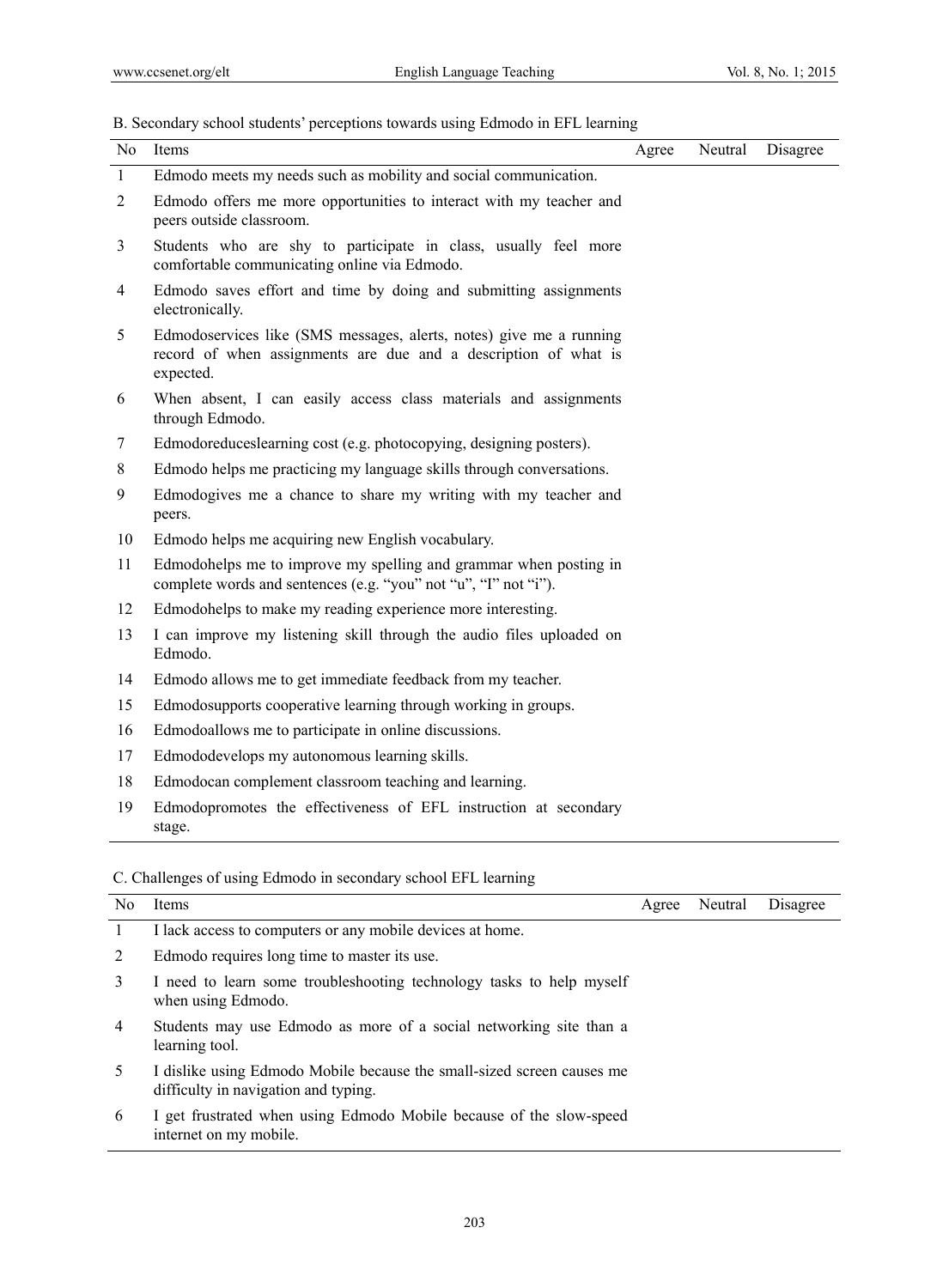B. Secondary school students' perceptions towards using Edmodo in EFL learning

| No | Items | Agree | Neutral | Disagree |
|---|---|---|---|---|
| 1 | Edmodo meets my needs such as mobility and social communication. | | | |
| 2 | Edmodo offers me more opportunities to interact with my teacher and peers outside classroom. | | | |
| 3 | Students who are shy to participate in class, usually feel more comfortable communicating online via Edmodo. | | | |
| 4 | Edmodo saves effort and time by doing and submitting assignments electronically. | | | |
| 5 | Edmodoservices like (SMS messages, alerts, notes) give me a running record of when assignments are due and a description of what is expected. | | | |
| 6 | When absent, I can easily access class materials and assignments through Edmodo. | | | |
| 7 | Edmodoreduceslearning cost (e.g. photocopying, designing posters). | | | |
| 8 | Edmodo helps me practicing my language skills through conversations. | | | |
| 9 | Edmodogives me a chance to share my writing with my teacher and peers. | | | |
| 10 | Edmodo helps me acquiring new English vocabulary. | | | |
| 11 | Edmodohelps me to improve my spelling and grammar when posting in complete words and sentences (e.g. "you" not "u", "I" not "i"). | | | |
| 12 | Edmodohelps to make my reading experience more interesting. | | | |
| 13 | I can improve my listening skill through the audio files uploaded on Edmodo. | | | |
| 14 | Edmodo allows me to get immediate feedback from my teacher. | | | |
| 15 | Edmodosupports cooperative learning through working in groups. | | | |
| 16 | Edmodoallows me to participate in online discussions. | | | |
| 17 | Edmododevelops my autonomous learning skills. | | | |
| 18 | Edmodocan complement classroom teaching and learning. | | | |
| 19 | Edmodopromotes the effectiveness of EFL instruction at secondary stage. | | | |

C. Challenges of using Edmodo in secondary school EFL learning

| No | Items | Agree | Neutral | Disagree |
|---|---|---|---|---|
| 1 | I lack access to computers or any mobile devices at home. | | | |
| 2 | Edmodo requires long time to master its use. | | | |
| 3 | I need to learn some troubleshooting technology tasks to help myself when using Edmodo. | | | |
| 4 | Students may use Edmodo as more of a social networking site than a learning tool. | | | |
| 5 | I dislike using Edmodo Mobile because the small-sized screen causes me difficulty in navigation and typing. | | | |
| 6 | I get frustrated when using Edmodo Mobile because of the slow-speed internet on my mobile. | | | |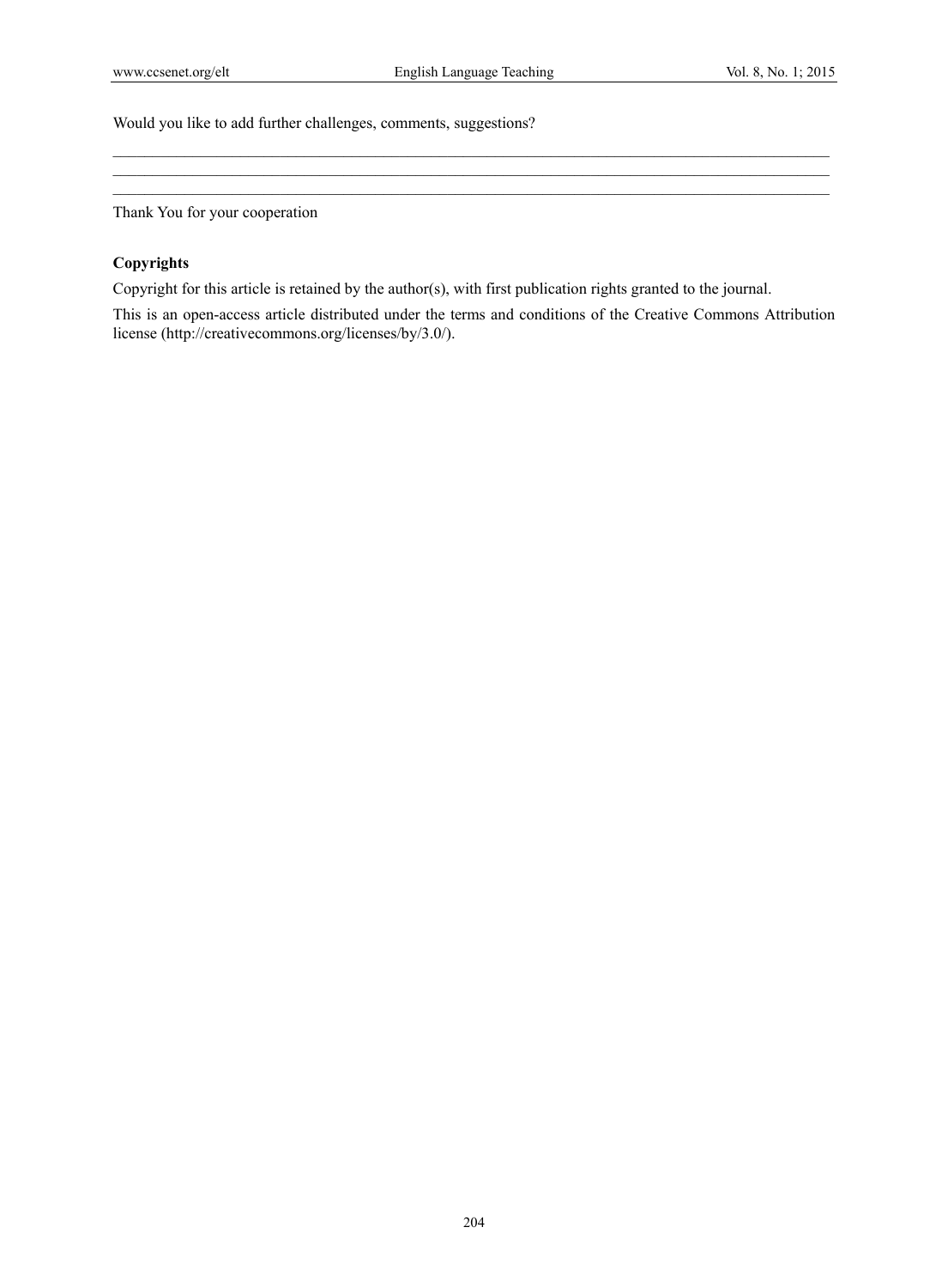Would you like to add further challenges, comments, suggestions?

____________________________________________________________________________________________
____________________________________________________________________________________________
____________________________________________________________________________________________

Thank You for your cooperation

**Copyrights**

Copyright for this article is retained by the author(s), with first publication rights granted to the journal.

This is an open-access article distributed under the terms and conditions of the Creative Commons Attribution license (http://creativecommons.org/licenses/by/3.0/).